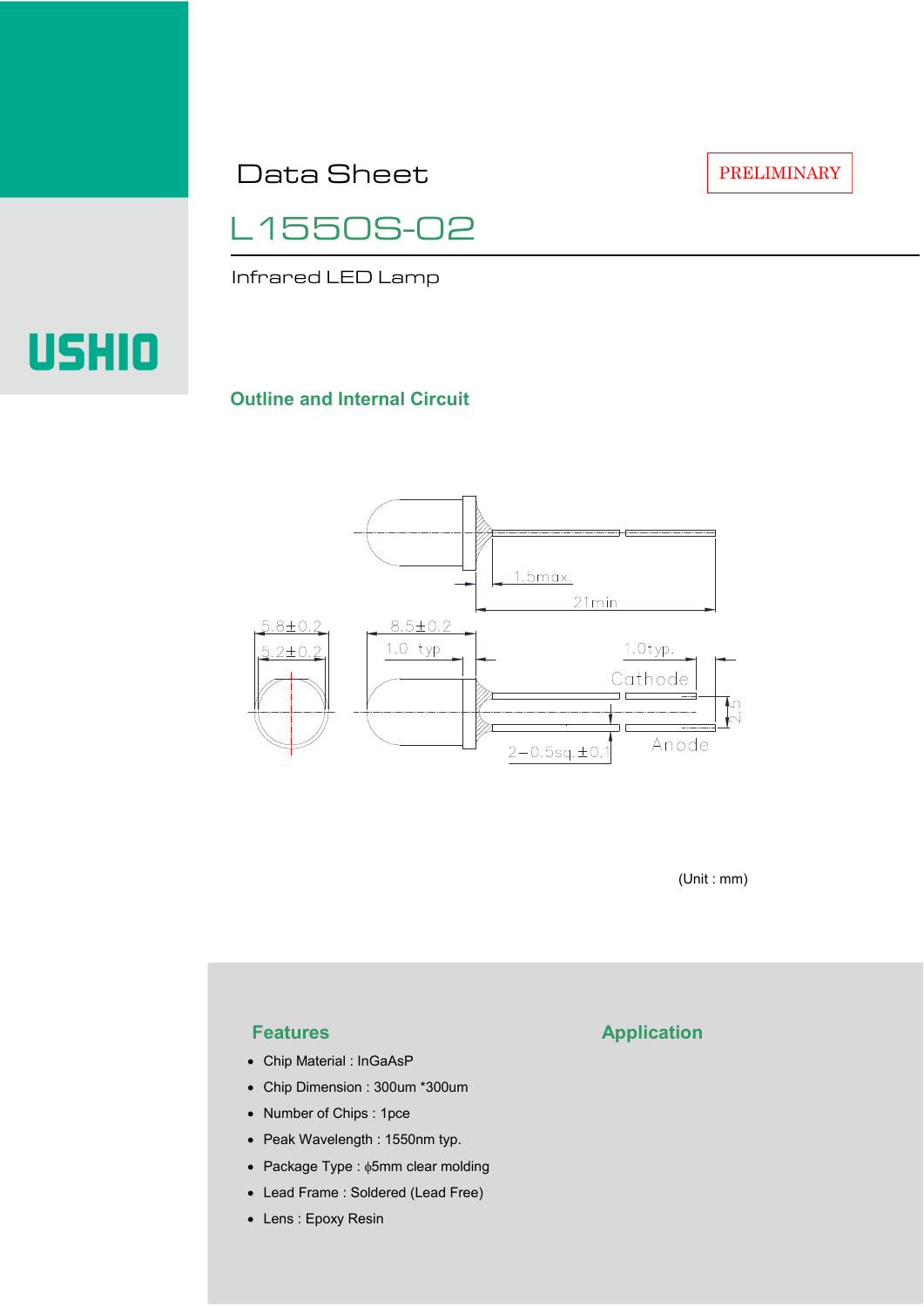Data Sheet

PRELIMINARY

# L1550S-02

Infrared LED Lamp

USHIO

## Outline and Internal Circuit

(Unit : mm)

## Features

- Chip Material : InGaAsP
- Chip Dimension : 300um *300um
- Number of Chips : 1pce
- Peak Wavelength : 1550nm typ.
- Package Type : ϕ5mm clear molding
- Lead Frame : Soldered (Lead Free)
- Lens : Epoxy Resin

## Application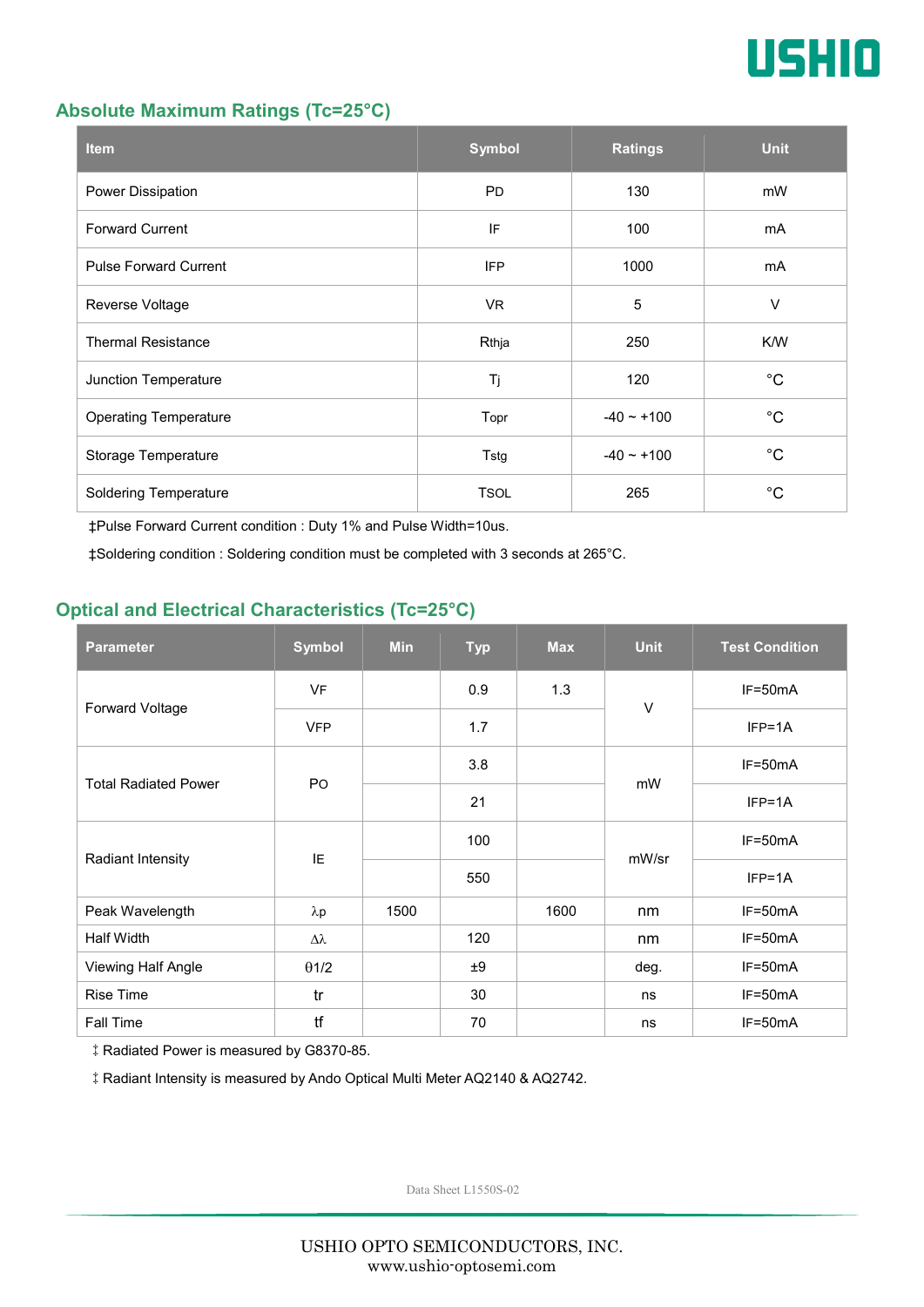## Absolute Maximum Ratings (Tc=25°C)

| Item | Symbol | Ratings | Unit |
|---|---|---|---|
| Power Dissipation | PD | 130 | mW |
| Forward Current | IF | 100 | mA |
| Pulse Forward Current | IFP | 1000 | mA |
| Reverse Voltage | VR | 5 | V |
| Thermal Resistance | Rthja | 250 | K/W |
| Junction Temperature | Tj | 120 | °C |
| Operating Temperature | Topr | -40 ~ +100 | °C |
| Storage Temperature | Tstg | -40 ~ +100 | °C |
| Soldering Temperature | TSOL | 265 | °C |

‡Pulse Forward Current condition : Duty 1% and Pulse Width=10us.

‡Soldering condition : Soldering condition must be completed with 3 seconds at 265°C.

## Optical and Electrical Characteristics (Tc=25°C)

| Parameter | Symbol | Min | Typ | Max | Unit | Test Condition |
|---|---|---|---|---|---|---|
| Forward Voltage | VF | | 0.9 | 1.3 | V | IF=50mA |
| | VFP | | 1.7 | | | IFP=1A |
| Total Radiated Power | PO | | 3.8 | | mW | IF=50mA |
| | | | 21 | | | IFP=1A |
| Radiant Intensity | IE | | 100 | | mW/sr | IF=50mA |
| | | | 550 | | | IFP=1A |
| Peak Wavelength | λp | 1500 | | 1600 | nm | IF=50mA |
| Half Width | Δλ | | 120 | | nm | IF=50mA |
| Viewing Half Angle | θ1/2 | | ±9 | | deg. | IF=50mA |
| Rise Time | tr | | 30 | | ns | IF=50mA |
| Fall Time | tf | | 70 | | ns | IF=50mA |

‡ Radiated Power is measured by G8370-85.

‡ Radiant Intensity is measured by Ando Optical Multi Meter AQ2140 & AQ2742.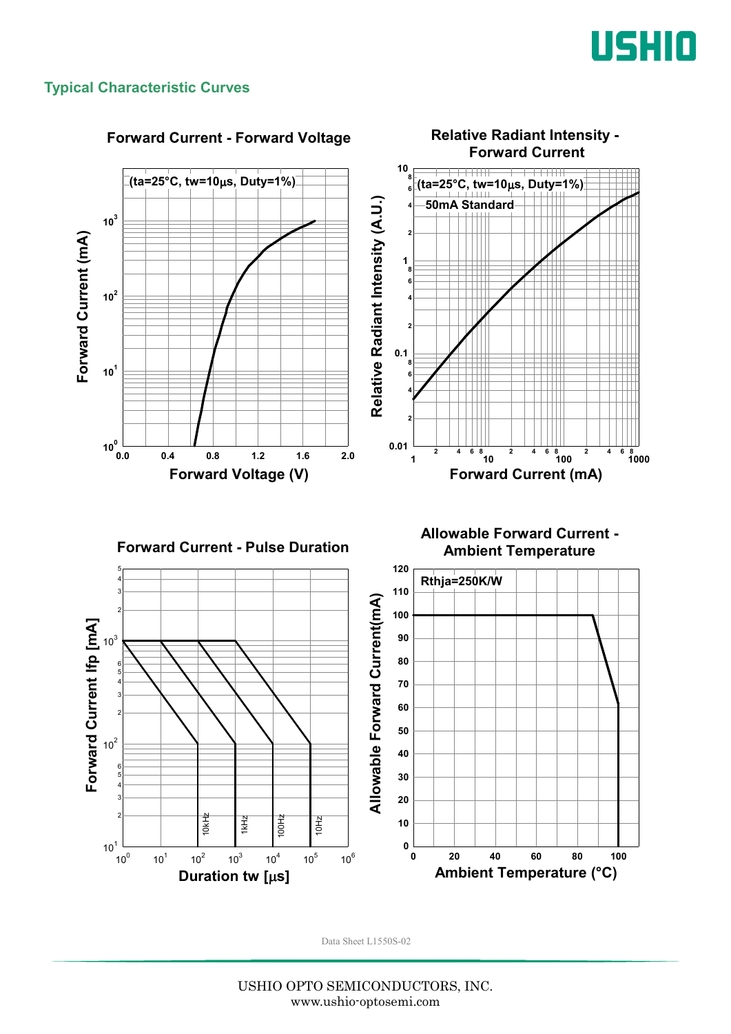## Typical Characteristic Curves

### Forward Current - Forward Voltage

(ta=25°C, tw=10μs, Duty=1%)

Forward Current (mA)

Forward Voltage (V)

### Relative Radiant Intensity - Forward Current

(ta=25°C, tw=10μs, Duty=1%)

50mA Standard

Relative Radiant Intensity (A.U.)

Forward Current (mA)

### Forward Current - Pulse Duration

Forward Current Ifp [mA]

Duration tw [μs]

10kHz, 1kHz, 100Hz, 10Hz

### Allowable Forward Current - Ambient Temperature

Rthja=250K/W

Allowable Forward Current(mA)

Ambient Temperature (°C)

Data Sheet L1550S-02

USHIO OPTO SEMICONDUCTORS, INC.
www.ushio-optosemi.com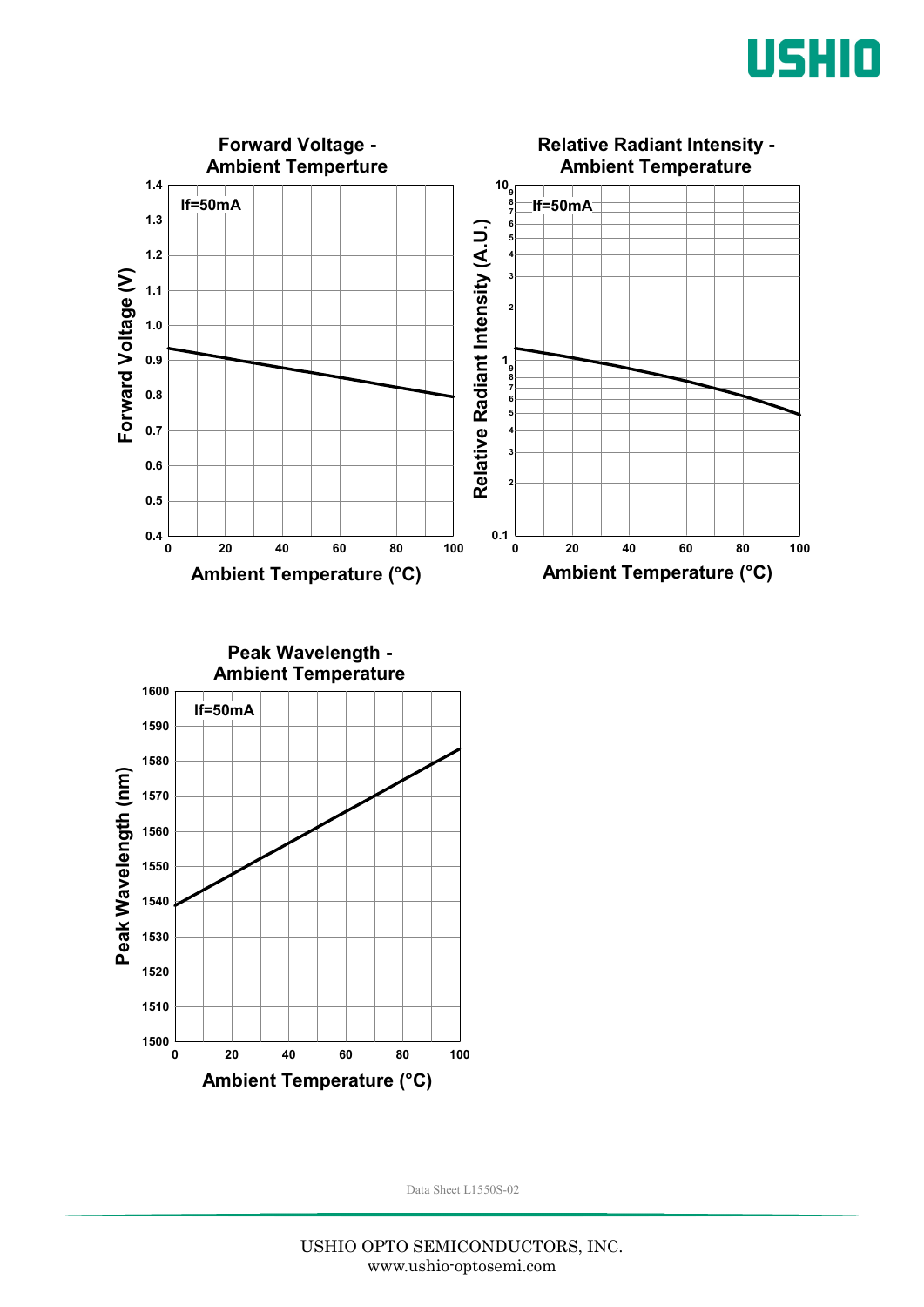**Forward Voltage - Ambient Temperture**

If=50mA

Forward Voltage (V) vs. Ambient Temperature (°C)

**Relative Radiant Intensity - Ambient Temperature**

If=50mA

Relative Radiant Intensity (A.U.) vs. Ambient Temperature (°C)

**Peak Wavelength - Ambient Temperature**

If=50mA

Peak Wavelength (nm) vs. Ambient Temperature (°C)

Data Sheet L1550S-02

USHIO OPTO SEMICONDUCTORS, INC.
www.ushio-optosemi.com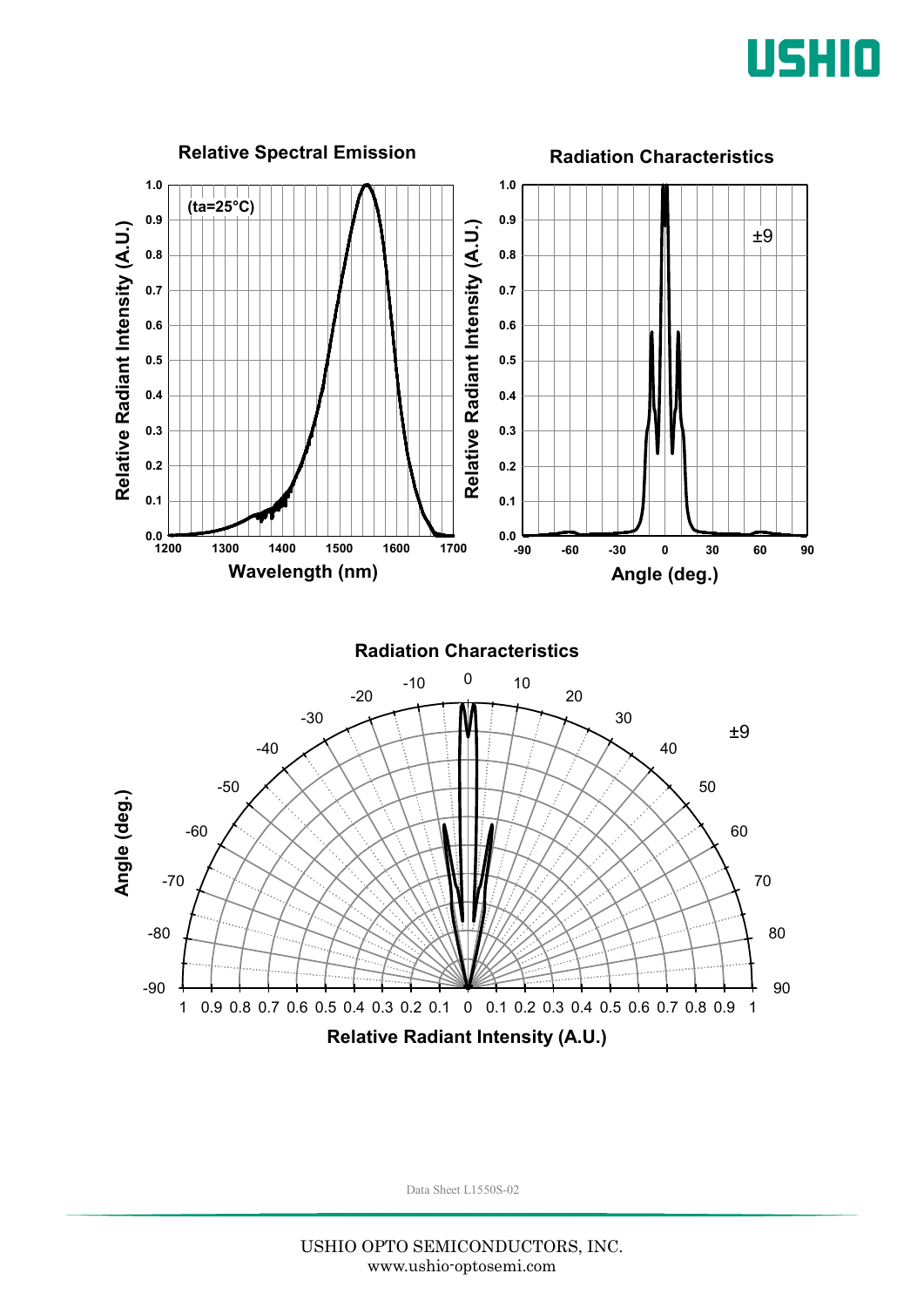**Relative Spectral Emission**

(ta=25°C)

Relative Radiant Intensity (A.U.)

Wavelength (nm)

**Radiation Characteristics**

±9

Relative Radiant Intensity (A.U.)

Angle (deg.)

**Radiation Characteristics**

±9

Angle (deg.)

Relative Radiant Intensity (A.U.)

Data Sheet L1550S-02

USHIO OPTO SEMICONDUCTORS, INC.
www.ushio-optosemi.com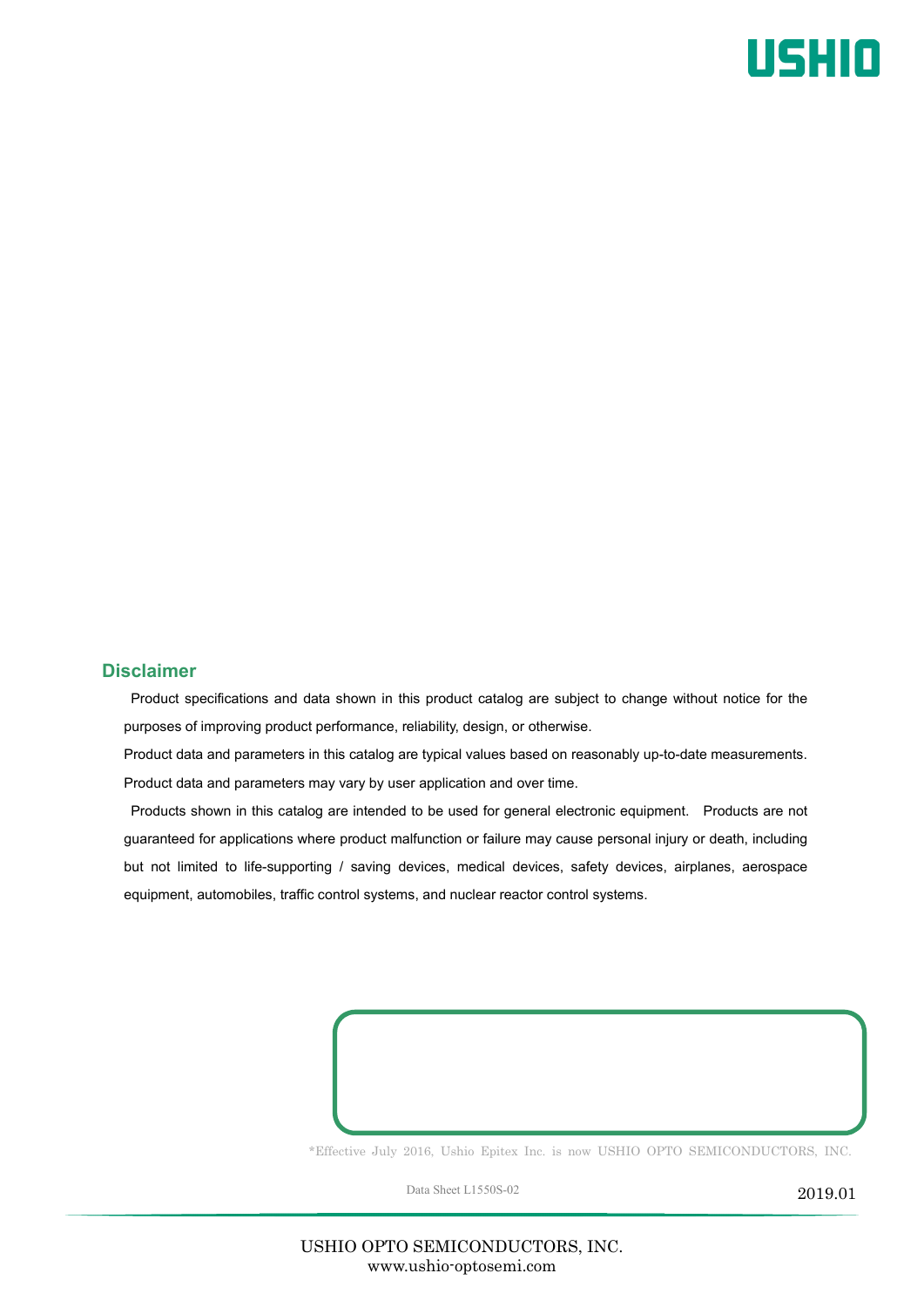## Disclaimer

Product specifications and data shown in this product catalog are subject to change without notice for the purposes of improving product performance, reliability, design, or otherwise.

Product data and parameters in this catalog are typical values based on reasonably up-to-date measurements. Product data and parameters may vary by user application and over time.

Products shown in this catalog are intended to be used for general electronic equipment. Products are not guaranteed for applications where product malfunction or failure may cause personal injury or death, including but not limited to life-supporting / saving devices, medical devices, safety devices, airplanes, aerospace equipment, automobiles, traffic control systems, and nuclear reactor control systems.

*Effective July 2016, Ushio Epitex Inc. is now USHIO OPTO SEMICONDUCTORS, INC.

Data Sheet L1550S-02

2019.01

USHIO OPTO SEMICONDUCTORS, INC.
www.ushio-optosemi.com